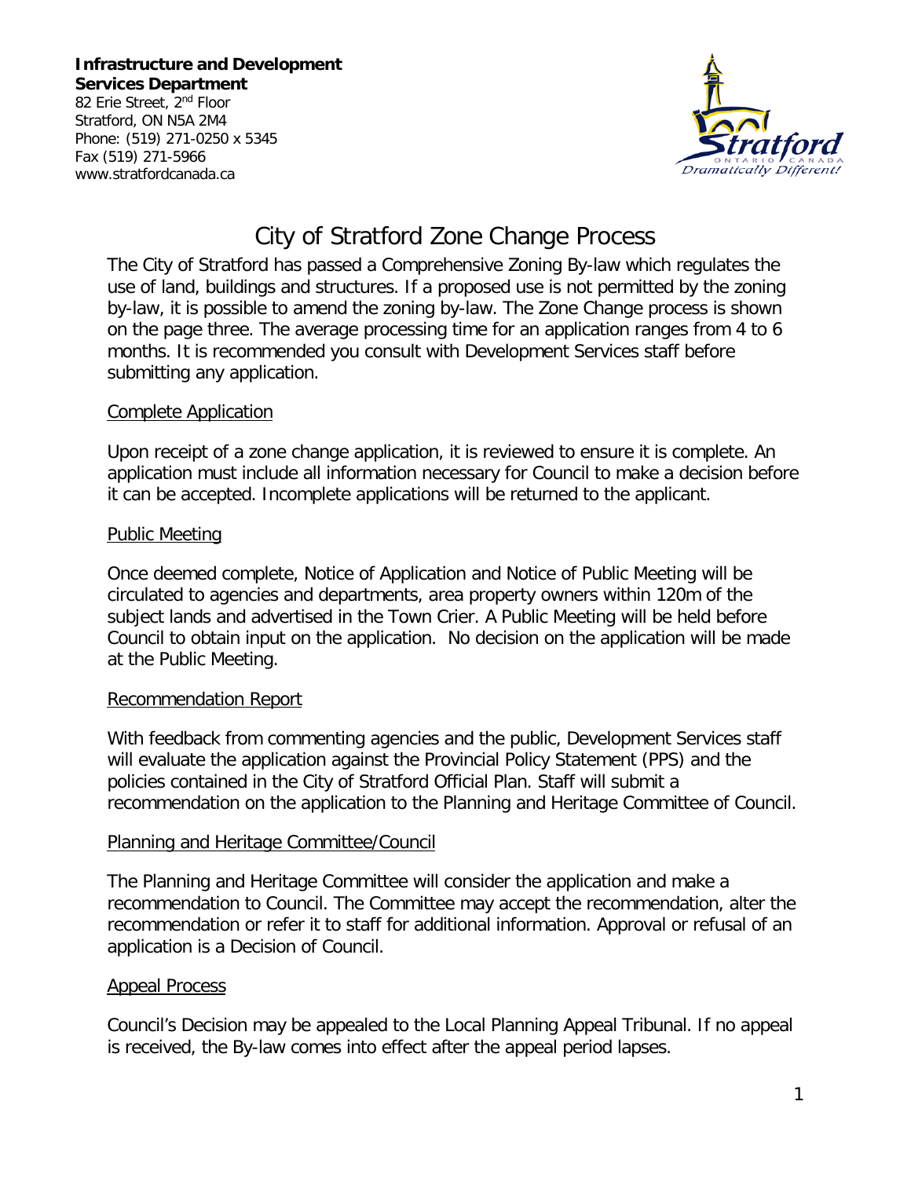**Infrastructure and Development Services Department**
82 Erie Street, 2nd Floor
Stratford, ON N5A 2M4
Phone: (519) 271-0250 x 5345
Fax (519) 271-5966
www.stratfordcanada.ca

# City of Stratford Zone Change Process

The City of Stratford has passed a Comprehensive Zoning By-law which regulates the use of land, buildings and structures. If a proposed use is not permitted by the zoning by-law, it is possible to amend the zoning by-law. The Zone Change process is shown on the page three. The average processing time for an application ranges from 4 to 6 months. It is recommended you consult with Development Services staff before submitting any application.

## Complete Application

Upon receipt of a zone change application, it is reviewed to ensure it is complete. An application must include all information necessary for Council to make a decision before it can be accepted. Incomplete applications will be returned to the applicant.

## Public Meeting

Once deemed complete, Notice of Application and Notice of Public Meeting will be circulated to agencies and departments, area property owners within 120m of the subject lands and advertised in the Town Crier. A Public Meeting will be held before Council to obtain input on the application. No decision on the application will be made at the Public Meeting.

## Recommendation Report

With feedback from commenting agencies and the public, Development Services staff will evaluate the application against the Provincial Policy Statement (PPS) and the policies contained in the City of Stratford Official Plan. Staff will submit a recommendation on the application to the Planning and Heritage Committee of Council.

## Planning and Heritage Committee/Council

The Planning and Heritage Committee will consider the application and make a recommendation to Council. The Committee may accept the recommendation, alter the recommendation or refer it to staff for additional information. Approval or refusal of an application is a Decision of Council.

## Appeal Process

Council's Decision may be appealed to the Local Planning Appeal Tribunal. If no appeal is received, the By-law comes into effect after the appeal period lapses.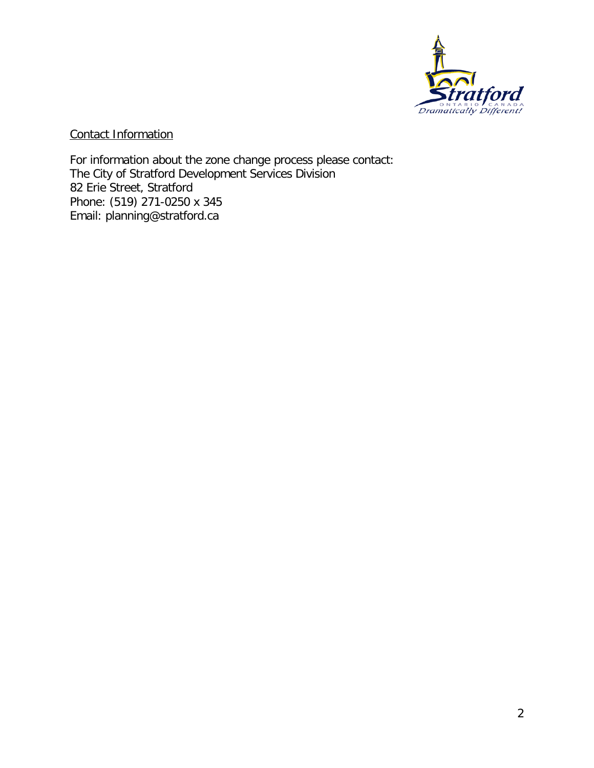<u>Contact Information</u>

For information about the zone change process please contact:
The City of Stratford Development Services Division
82 Erie Street, Stratford
Phone: (519) 271-0250 x 345
Email: planning@stratford.ca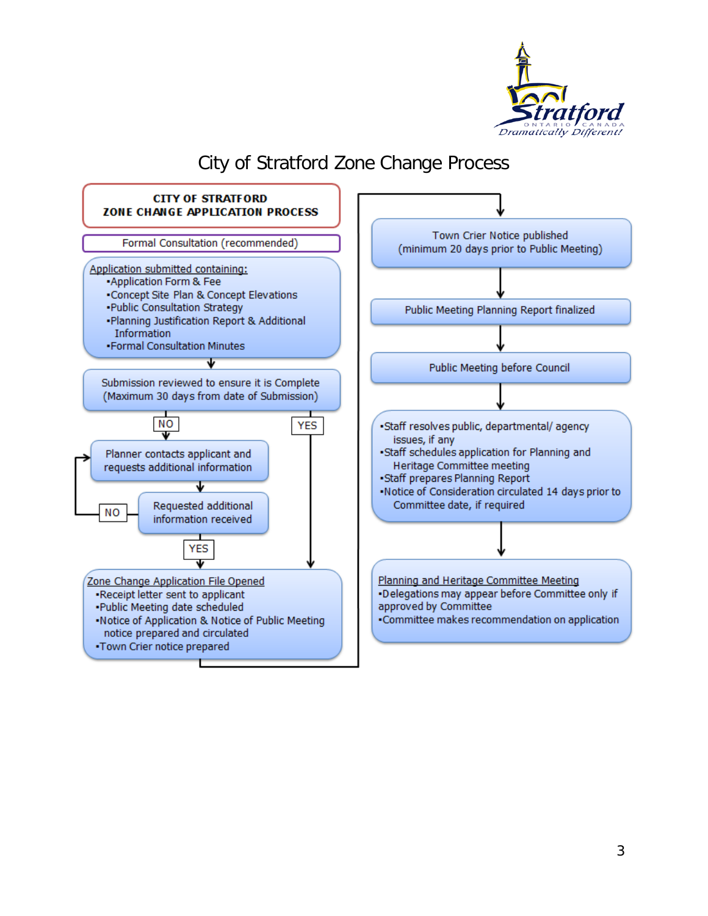# City of Stratford Zone Change Process

**CITY OF STRATFORD**
**ZONE CHANGE APPLICATION PROCESS**

Formal Consultation (recommended)

Application submitted containing:
- Application Form & Fee
- Concept Site Plan & Concept Elevations
- Public Consultation Strategy
- Planning Justification Report & Additional Information
- Formal Consultation Minutes

Submission reviewed to ensure it is Complete (Maximum 30 days from date of Submission)

- NO → Planner contacts applicant and requests additional information → Requested additional information received
  - NO → Planner contacts applicant and requests additional information
  - YES → Zone Change Application File Opened
- YES → Zone Change Application File Opened

Zone Change Application File Opened
- Receipt letter sent to applicant
- Public Meeting date scheduled
- Notice of Application & Notice of Public Meeting notice prepared and circulated
- Town Crier notice prepared

Town Crier Notice published (minimum 20 days prior to Public Meeting)

Public Meeting Planning Report finalized

Public Meeting before Council

- Staff resolves public, departmental/ agency issues, if any
- Staff schedules application for Planning and Heritage Committee meeting
- Staff prepares Planning Report
- Notice of Consideration circulated 14 days prior to Committee date, if required

Planning and Heritage Committee Meeting
- Delegations may appear before Committee only if approved by Committee
- Committee makes recommendation on application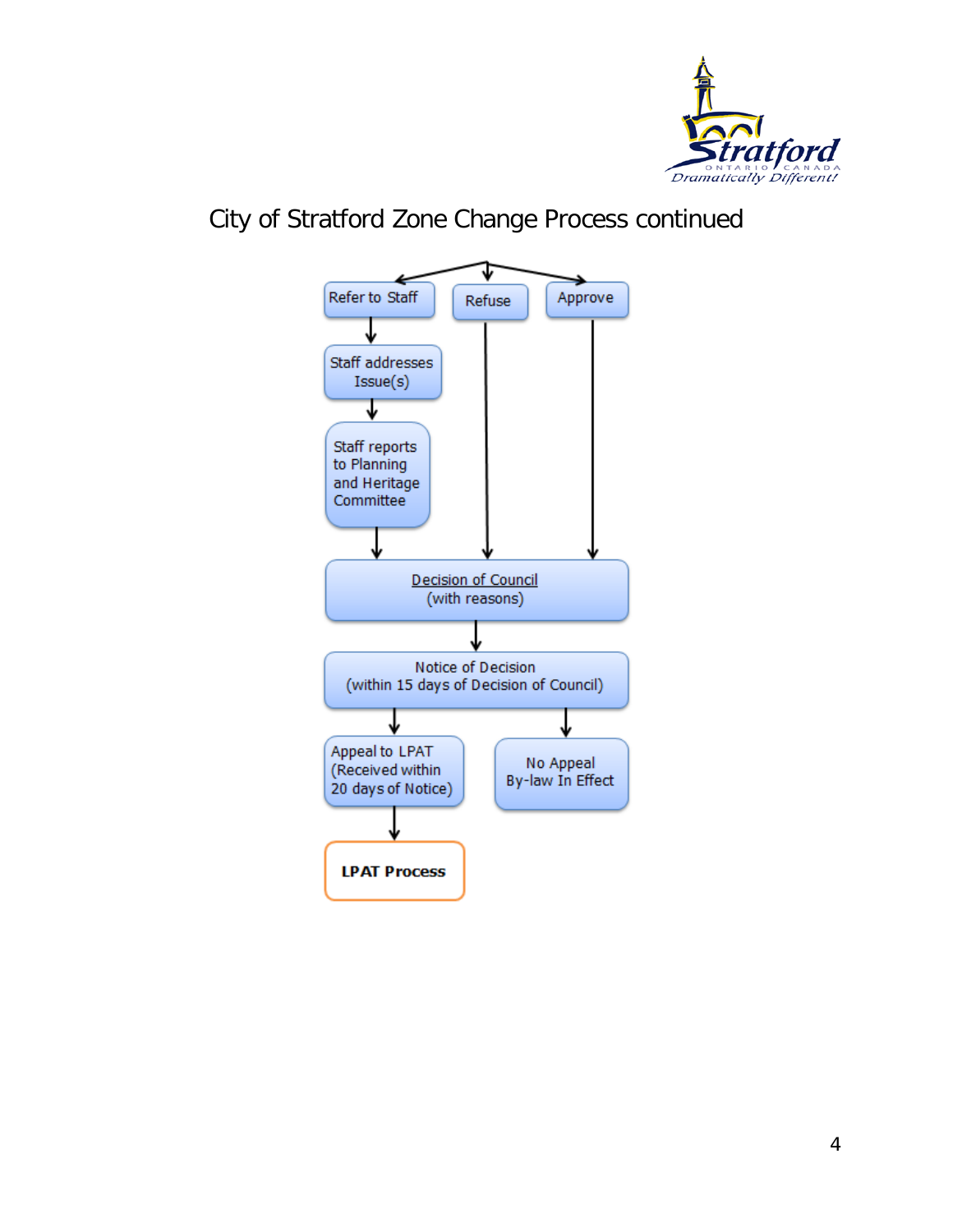City of Stratford Zone Change Process continued

Refer to Staff

Refuse

Approve

Staff addresses Issue(s)

Staff reports to Planning and Heritage Committee

Decision of Council
(with reasons)

Notice of Decision
(within 15 days of Decision of Council)

Appeal to LPAT (Received within 20 days of Notice)

No Appeal
By-law In Effect

**LPAT Process**